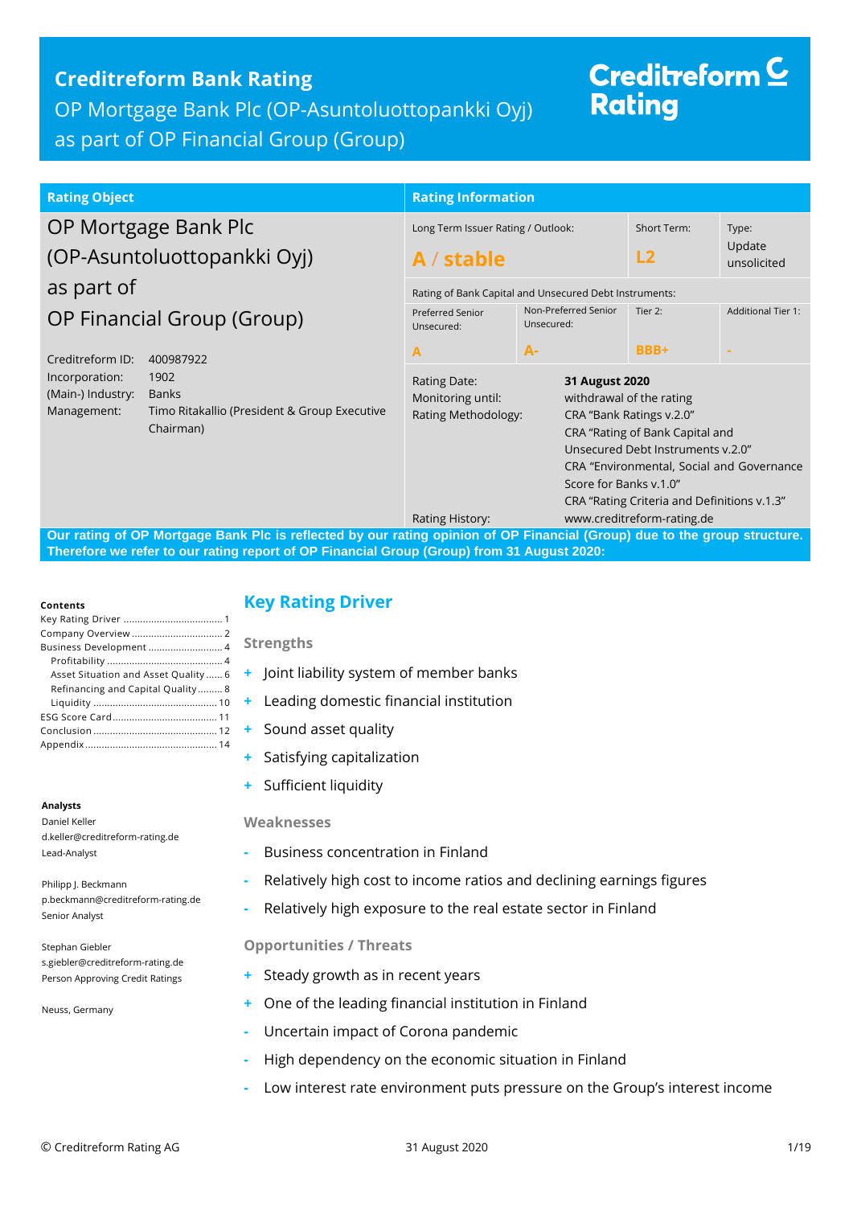# Creditreform Bank Rating

OP Mortgage Bank Plc (OP-Asuntoluottopankki Oyj) as part of OP Financial Group (Group)

Creditreform Rating

| Rating Object | Rating Information | | | |
|---|---|---|---|---|
| OP Mortgage Bank Plc (OP-Asuntoluottopankki Oyj) as part of OP Financial Group (Group) | Long Term Issuer Rating / Outlook: **A / stable** | | Short Term: **L2** | Type: Update unsolicited |
| | Rating of Bank Capital and Unsecured Debt Instruments: | | | |
| | Preferred Senior Unsecured: **A** | Non-Preferred Senior Unsecured: **A-** | Tier 2: **BBB+** | Additional Tier 1: **-** |

Creditreform ID: 400987922
Incorporation: 1902
(Main-) Industry: Banks
Management: Timo Ritakallio (President & Group Executive Chairman)

Rating Date: **31 August 2020**
Monitoring until: withdrawal of the rating
Rating Methodology: CRA "Bank Ratings v.2.0"
CRA "Rating of Bank Capital and Unsecured Debt Instruments v.2.0"
CRA "Environmental, Social and Governance Score for Banks v.1.0"
CRA "Rating Criteria and Definitions v.1.3"
Rating History: www.creditreform-rating.de

**Our rating of OP Mortgage Bank Plc is reflected by our rating opinion of OP Financial (Group) due to the group structure. Therefore we refer to our rating report of OP Financial Group (Group) from 31 August 2020:**

**Contents**

- Key Rating Driver ... 1
- Company Overview ... 2
- Business Development ... 4
  - Profitability ... 4
  - Asset Situation and Asset Quality ... 6
  - Refinancing and Capital Quality ... 8
  - Liquidity ... 10
- ESG Score Card ... 11
- Conclusion ... 12
- Appendix ... 14

**Analysts**

Daniel Keller
d.keller@creditreform-rating.de
Lead-Analyst

Philipp J. Beckmann
p.beckmann@creditreform-rating.de
Senior Analyst

Stephan Giebler
s.giebler@creditreform-rating.de
Person Approving Credit Ratings

Neuss, Germany

## Key Rating Driver

### Strengths

- + Joint liability system of member banks
- + Leading domestic financial institution
- + Sound asset quality
- + Satisfying capitalization
- + Sufficient liquidity

### Weaknesses

- - Business concentration in Finland
- - Relatively high cost to income ratios and declining earnings figures
- - Relatively high exposure to the real estate sector in Finland

### Opportunities / Threats

- + Steady growth as in recent years
- + One of the leading financial institution in Finland
- - Uncertain impact of Corona pandemic
- - High dependency on the economic situation in Finland
- - Low interest rate environment puts pressure on the Group's interest income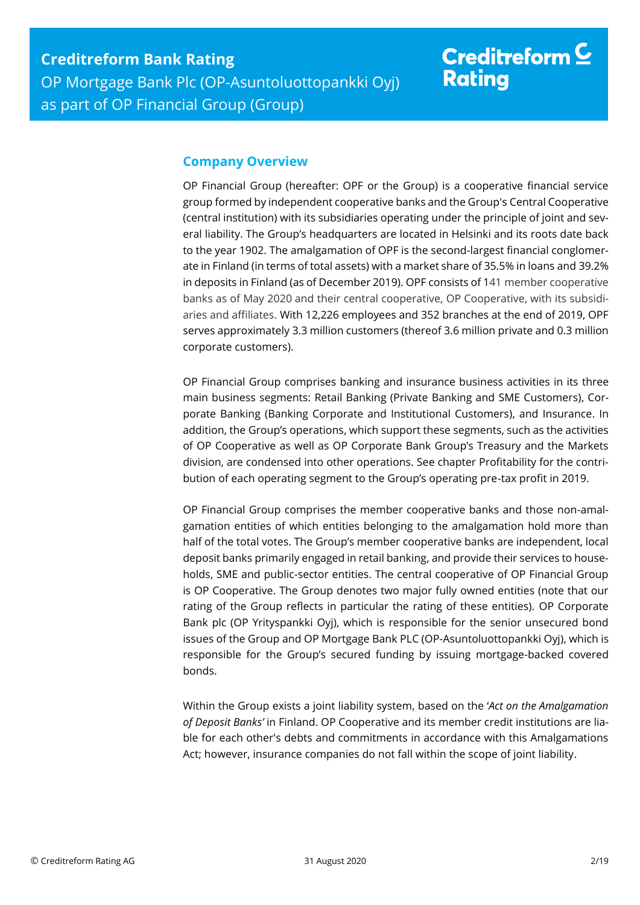## Company Overview

OP Financial Group (hereafter: OPF or the Group) is a cooperative financial service group formed by independent cooperative banks and the Group's Central Cooperative (central institution) with its subsidiaries operating under the principle of joint and several liability. The Group's headquarters are located in Helsinki and its roots date back to the year 1902. The amalgamation of OPF is the second-largest financial conglomerate in Finland (in terms of total assets) with a market share of 35.5% in loans and 39.2% in deposits in Finland (as of December 2019). OPF consists of 141 member cooperative banks as of May 2020 and their central cooperative, OP Cooperative, with its subsidiaries and affiliates. With 12,226 employees and 352 branches at the end of 2019, OPF serves approximately 3.3 million customers (thereof 3.6 million private and 0.3 million corporate customers).

OP Financial Group comprises banking and insurance business activities in its three main business segments: Retail Banking (Private Banking and SME Customers), Corporate Banking (Banking Corporate and Institutional Customers), and Insurance. In addition, the Group's operations, which support these segments, such as the activities of OP Cooperative as well as OP Corporate Bank Group's Treasury and the Markets division, are condensed into other operations. See chapter Profitability for the contribution of each operating segment to the Group's operating pre-tax profit in 2019.

OP Financial Group comprises the member cooperative banks and those non-amalgamation entities of which entities belonging to the amalgamation hold more than half of the total votes. The Group's member cooperative banks are independent, local deposit banks primarily engaged in retail banking, and provide their services to households, SME and public-sector entities. The central cooperative of OP Financial Group is OP Cooperative. The Group denotes two major fully owned entities (note that our rating of the Group reflects in particular the rating of these entities). OP Corporate Bank plc (OP Yrityspankki Oyj), which is responsible for the senior unsecured bond issues of the Group and OP Mortgage Bank PLC (OP-Asuntoluottopankki Oyj), which is responsible for the Group's secured funding by issuing mortgage-backed covered bonds.

Within the Group exists a joint liability system, based on the '*Act on the Amalgamation of Deposit Banks'* in Finland. OP Cooperative and its member credit institutions are liable for each other's debts and commitments in accordance with this Amalgamations Act; however, insurance companies do not fall within the scope of joint liability.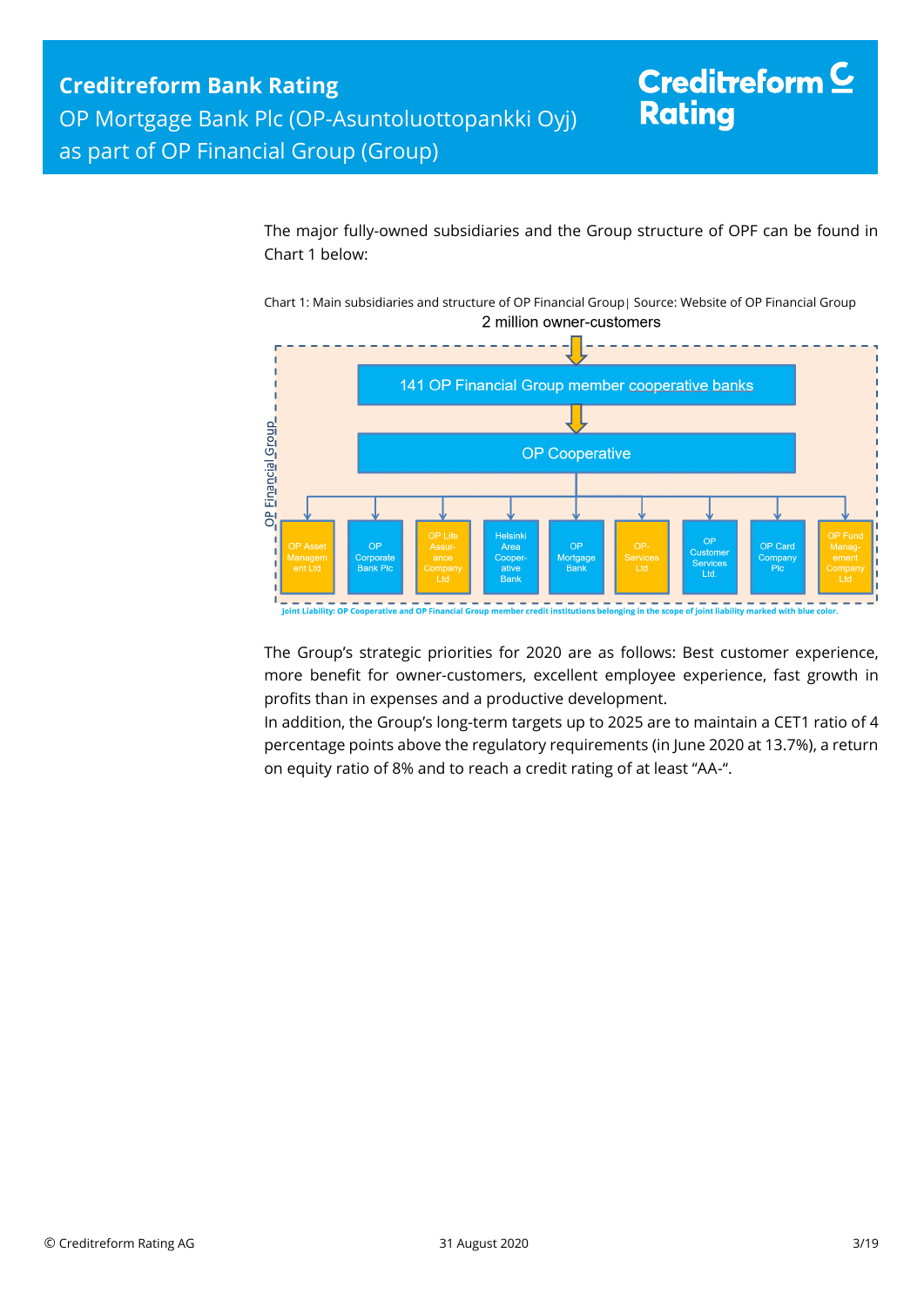The major fully-owned subsidiaries and the Group structure of OPF can be found in Chart 1 below:

Chart 1: Main subsidiaries and structure of OP Financial Group| Source: Website of OP Financial Group

2 million owner-customers

OP Financial Group

141 OP Financial Group member cooperative banks

OP Cooperative

OP Asset Management Ltd | OP Corporate Bank Plc | OP Life Assurance Company Ltd | Helsinki Area Cooperative Bank | OP Mortgage Bank | OP-Services Ltd | OP Customer Services Ltd. | OP Card Company Plc | OP Fund Management Company Ltd

Joint Liability: OP Cooperative and OP Financial Group member credit institutions belonging in the scope of joint liability marked with blue color.

The Group's strategic priorities for 2020 are as follows: Best customer experience, more benefit for owner-customers, excellent employee experience, fast growth in profits than in expenses and a productive development.

In addition, the Group's long-term targets up to 2025 are to maintain a CET1 ratio of 4 percentage points above the regulatory requirements (in June 2020 at 13.7%), a return on equity ratio of 8% and to reach a credit rating of at least "AA-".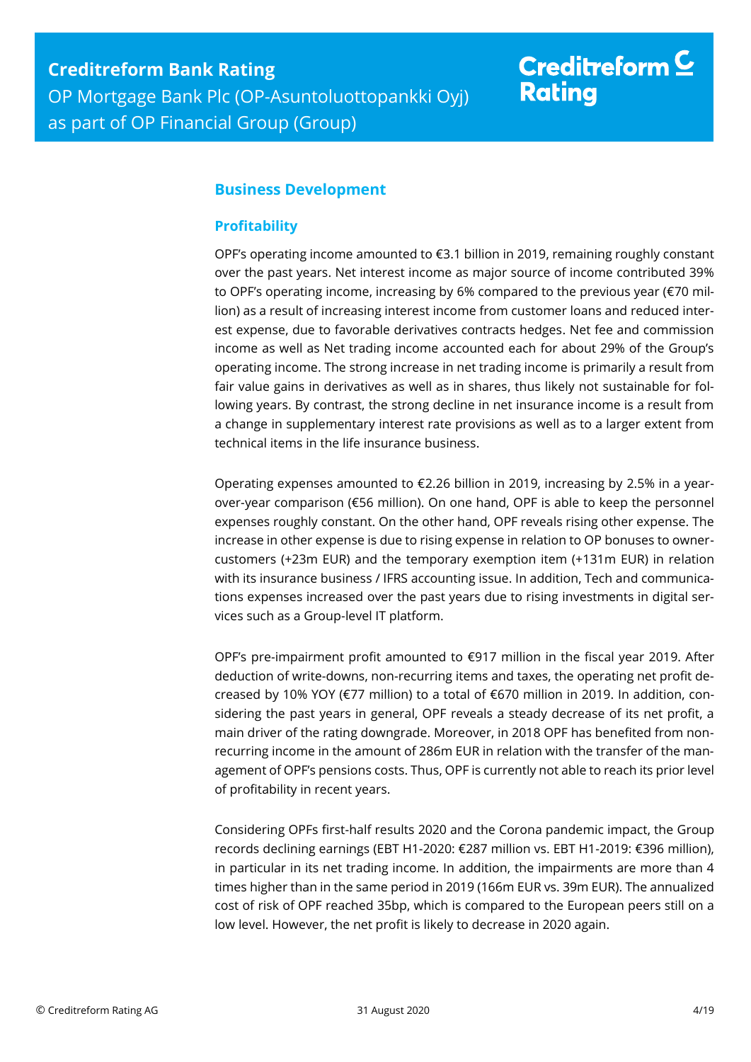## Business Development

### Profitability

OPF's operating income amounted to €3.1 billion in 2019, remaining roughly constant over the past years. Net interest income as major source of income contributed 39% to OPF's operating income, increasing by 6% compared to the previous year (€70 million) as a result of increasing interest income from customer loans and reduced interest expense, due to favorable derivatives contracts hedges. Net fee and commission income as well as Net trading income accounted each for about 29% of the Group's operating income. The strong increase in net trading income is primarily a result from fair value gains in derivatives as well as in shares, thus likely not sustainable for following years. By contrast, the strong decline in net insurance income is a result from a change in supplementary interest rate provisions as well as to a larger extent from technical items in the life insurance business.

Operating expenses amounted to €2.26 billion in 2019, increasing by 2.5% in a year-over-year comparison (€56 million). On one hand, OPF is able to keep the personnel expenses roughly constant. On the other hand, OPF reveals rising other expense. The increase in other expense is due to rising expense in relation to OP bonuses to owner-customers (+23m EUR) and the temporary exemption item (+131m EUR) in relation with its insurance business / IFRS accounting issue. In addition, Tech and communications expenses increased over the past years due to rising investments in digital services such as a Group-level IT platform.

OPF's pre-impairment profit amounted to €917 million in the fiscal year 2019. After deduction of write-downs, non-recurring items and taxes, the operating net profit decreased by 10% YOY (€77 million) to a total of €670 million in 2019. In addition, considering the past years in general, OPF reveals a steady decrease of its net profit, a main driver of the rating downgrade. Moreover, in 2018 OPF has benefited from non-recurring income in the amount of 286m EUR in relation with the transfer of the management of OPF's pensions costs. Thus, OPF is currently not able to reach its prior level of profitability in recent years.

Considering OPFs first-half results 2020 and the Corona pandemic impact, the Group records declining earnings (EBT H1-2020: €287 million vs. EBT H1-2019: €396 million), in particular in its net trading income. In addition, the impairments are more than 4 times higher than in the same period in 2019 (166m EUR vs. 39m EUR). The annualized cost of risk of OPF reached 35bp, which is compared to the European peers still on a low level. However, the net profit is likely to decrease in 2020 again.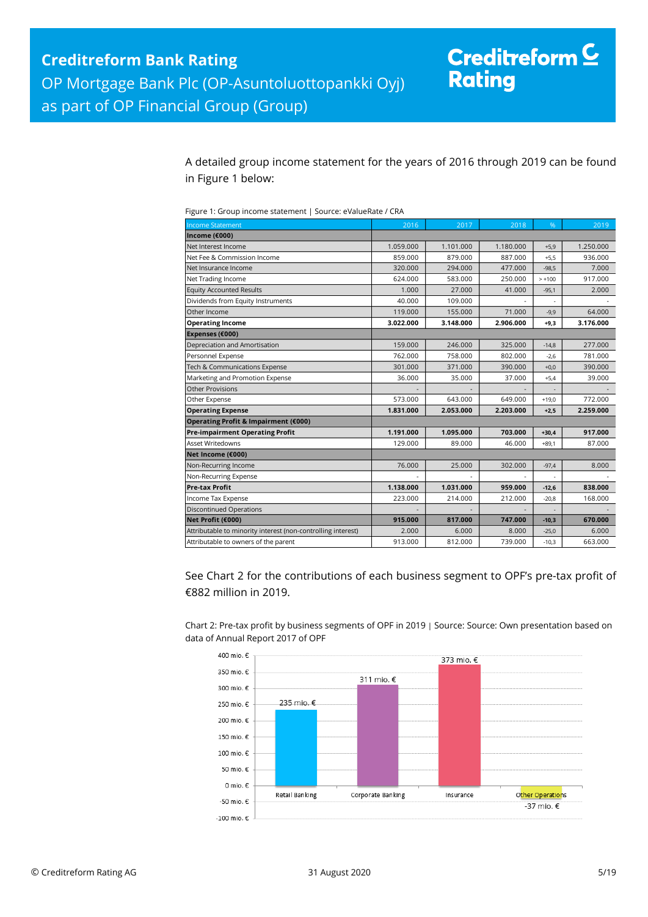A detailed group income statement for the years of 2016 through 2019 can be found in Figure 1 below:

Figure 1: Group income statement | Source: eValueRate / CRA

| Income Statement | 2016 | 2017 | 2018 | % | 2019 |
|---|---|---|---|---|---|
| **Income (€000)** | | | | | |
| Net Interest Income | 1.059.000 | 1.101.000 | 1.180.000 | +5,9 | 1.250.000 |
| Net Fee & Commission Income | 859.000 | 879.000 | 887.000 | +5,5 | 936.000 |
| Net Insurance Income | 320.000 | 294.000 | 477.000 | -98,5 | 7.000 |
| Net Trading Income | 624.000 | 583.000 | 250.000 | > +100 | 917.000 |
| Equity Accounted Results | 1.000 | 27.000 | 41.000 | -95,1 | 2.000 |
| Dividends from Equity Instruments | 40.000 | 109.000 | - | - | - |
| Other Income | 119.000 | 155.000 | 71.000 | -9,9 | 64.000 |
| **Operating Income** | **3.022.000** | **3.148.000** | **2.906.000** | **+9,3** | **3.176.000** |
| **Expenses (€000)** | | | | | |
| Depreciation and Amortisation | 159.000 | 246.000 | 325.000 | -14,8 | 277.000 |
| Personnel Expense | 762.000 | 758.000 | 802.000 | -2,6 | 781.000 |
| Tech & Communications Expense | 301.000 | 371.000 | 390.000 | +0,0 | 390.000 |
| Marketing and Promotion Expense | 36.000 | 35.000 | 37.000 | +5,4 | 39.000 |
| Other Provisions | - | - | - | - | - |
| Other Expense | 573.000 | 643.000 | 649.000 | +19,0 | 772.000 |
| **Operating Expense** | **1.831.000** | **2.053.000** | **2.203.000** | **+2,5** | **2.259.000** |
| **Operating Profit & Impairment (€000)** | | | | | |
| **Pre-impairment Operating Profit** | **1.191.000** | **1.095.000** | **703.000** | **+30,4** | **917.000** |
| Asset Writedowns | 129.000 | 89.000 | 46.000 | +89,1 | 87.000 |
| **Net Income (€000)** | | | | | |
| Non-Recurring Income | 76.000 | 25.000 | 302.000 | -97,4 | 8.000 |
| Non-Recurring Expense | - | - | - | - | - |
| **Pre-tax Profit** | **1.138.000** | **1.031.000** | **959.000** | **-12,6** | **838.000** |
| Income Tax Expense | 223.000 | 214.000 | 212.000 | -20,8 | 168.000 |
| Discontinued Operations | - | - | - | - | - |
| **Net Profit (€000)** | **915.000** | **817.000** | **747.000** | **-10,3** | **670.000** |
| Attributable to minority interest (non-controlling interest) | 2.000 | 6.000 | 8.000 | -25,0 | 6.000 |
| Attributable to owners of the parent | 913.000 | 812.000 | 739.000 | -10,3 | 663.000 |

See Chart 2 for the contributions of each business segment to OPF's pre-tax profit of €882 million in 2019.

Chart 2: Pre-tax profit by business segments of OPF in 2019 | Source: Source: Own presentation based on data of Annual Report 2017 of OPF

| Segment | Pre-tax profit |
|---|---|
| Retail Banking | 235 mio. € |
| Corporate Banking | 311 mio. € |
| Insurance | 373 mio. € |
| Other Operations | -37 mio. € |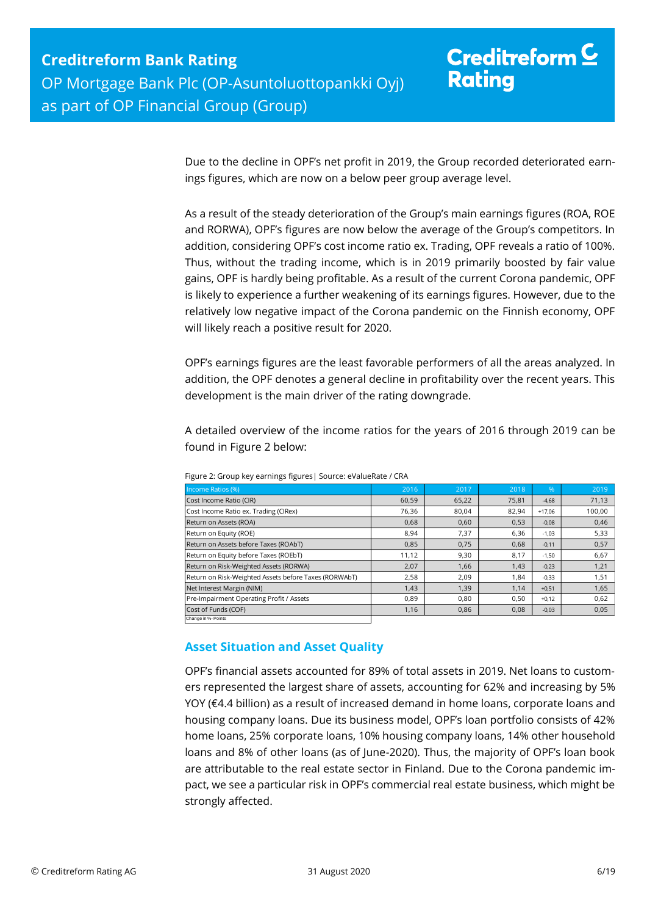Due to the decline in OPF's net profit in 2019, the Group recorded deteriorated earnings figures, which are now on a below peer group average level.

As a result of the steady deterioration of the Group's main earnings figures (ROA, ROE and RORWA), OPF's figures are now below the average of the Group's competitors. In addition, considering OPF's cost income ratio ex. Trading, OPF reveals a ratio of 100%. Thus, without the trading income, which is in 2019 primarily boosted by fair value gains, OPF is hardly being profitable. As a result of the current Corona pandemic, OPF is likely to experience a further weakening of its earnings figures. However, due to the relatively low negative impact of the Corona pandemic on the Finnish economy, OPF will likely reach a positive result for 2020.

OPF's earnings figures are the least favorable performers of all the areas analyzed. In addition, the OPF denotes a general decline in profitability over the recent years. This development is the main driver of the rating downgrade.

A detailed overview of the income ratios for the years of 2016 through 2019 can be found in Figure 2 below:

Figure 2: Group key earnings figures| Source: eValueRate / CRA

| Income Ratios (%) | 2016 | 2017 | 2018 | % | 2019 |
|---|---|---|---|---|---|
| Cost Income Ratio (CIR) | 60,59 | 65,22 | 75,81 | -4,68 | 71,13 |
| Cost Income Ratio ex. Trading (CIRex) | 76,36 | 80,04 | 82,94 | +17,06 | 100,00 |
| Return on Assets (ROA) | 0,68 | 0,60 | 0,53 | -0,08 | 0,46 |
| Return on Equity (ROE) | 8,94 | 7,37 | 6,36 | -1,03 | 5,33 |
| Return on Assets before Taxes (ROAbT) | 0,85 | 0,75 | 0,68 | -0,11 | 0,57 |
| Return on Equity before Taxes (ROEbT) | 11,12 | 9,30 | 8,17 | -1,50 | 6,67 |
| Return on Risk-Weighted Assets (RORWA) | 2,07 | 1,66 | 1,43 | -0,23 | 1,21 |
| Return on Risk-Weighted Assets before Taxes (RORWAbT) | 2,58 | 2,09 | 1,84 | -0,33 | 1,51 |
| Net Interest Margin (NIM) | 1,43 | 1,39 | 1,14 | +0,51 | 1,65 |
| Pre-Impairment Operating Profit / Assets | 0,89 | 0,80 | 0,50 | +0,12 | 0,62 |
| Cost of Funds (COF) | 1,16 | 0,86 | 0,08 | -0,03 | 0,05 |

Change in %- Points

## Asset Situation and Asset Quality

OPF's financial assets accounted for 89% of total assets in 2019. Net loans to customers represented the largest share of assets, accounting for 62% and increasing by 5% YOY (€4.4 billion) as a result of increased demand in home loans, corporate loans and housing company loans. Due its business model, OPF's loan portfolio consists of 42% home loans, 25% corporate loans, 10% housing company loans, 14% other household loans and 8% of other loans (as of June-2020). Thus, the majority of OPF's loan book are attributable to the real estate sector in Finland. Due to the Corona pandemic impact, we see a particular risk in OPF's commercial real estate business, which might be strongly affected.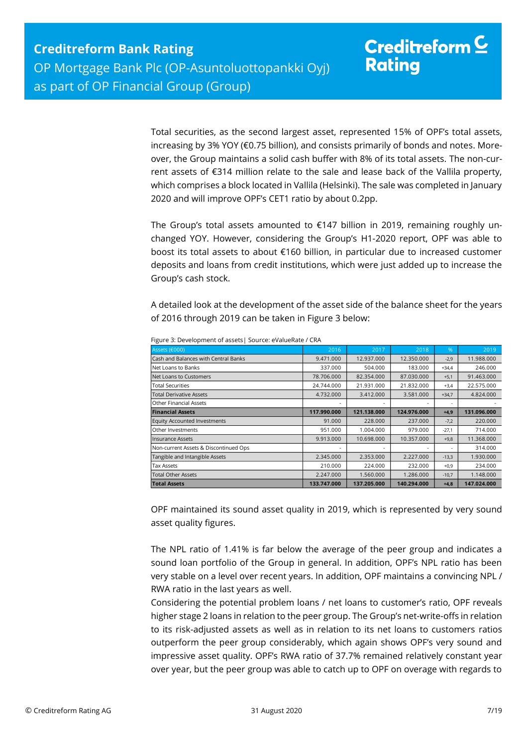Total securities, as the second largest asset, represented 15% of OPF's total assets, increasing by 3% YOY (€0.75 billion), and consists primarily of bonds and notes. Moreover, the Group maintains a solid cash buffer with 8% of its total assets. The non-current assets of €314 million relate to the sale and lease back of the Vallila property, which comprises a block located in Vallila (Helsinki). The sale was completed in January 2020 and will improve OPF's CET1 ratio by about 0.2pp.

The Group's total assets amounted to €147 billion in 2019, remaining roughly unchanged YOY. However, considering the Group's H1-2020 report, OPF was able to boost its total assets to about €160 billion, in particular due to increased customer deposits and loans from credit institutions, which were just added up to increase the Group's cash stock.

A detailed look at the development of the asset side of the balance sheet for the years of 2016 through 2019 can be taken in Figure 3 below:

Figure 3: Development of assets| Source: eValueRate / CRA

| Assets (€000) | 2016 | 2017 | 2018 | % | 2019 |
|---|---|---|---|---|---|
| Cash and Balances with Central Banks | 9.471.000 | 12.937.000 | 12.350.000 | -2,9 | 11.988.000 |
| Net Loans to Banks | 337.000 | 504.000 | 183.000 | +34,4 | 246.000 |
| Net Loans to Customers | 78.706.000 | 82.354.000 | 87.030.000 | +5,1 | 91.463.000 |
| Total Securities | 24.744.000 | 21.931.000 | 21.832.000 | +3,4 | 22.575.000 |
| Total Derivative Assets | 4.732.000 | 3.412.000 | 3.581.000 | +34,7 | 4.824.000 |
| Other Financial Assets | - | - | - | - | - |
| **Financial Assets** | **117.990.000** | **121.138.000** | **124.976.000** | **+4,9** | **131.096.000** |
| Equity Accounted Investments | 91.000 | 228.000 | 237.000 | -7,2 | 220.000 |
| Other Investments | 951.000 | 1.004.000 | 979.000 | -27,1 | 714.000 |
| Insurance Assets | 9.913.000 | 10.698.000 | 10.357.000 | +9,8 | 11.368.000 |
| Non-current Assets & Discontinued Ops | - | - | - | - | 314.000 |
| Tangible and Intangible Assets | 2.345.000 | 2.353.000 | 2.227.000 | -13,3 | 1.930.000 |
| Tax Assets | 210.000 | 224.000 | 232.000 | +0,9 | 234.000 |
| Total Other Assets | 2.247.000 | 1.560.000 | 1.286.000 | -10,7 | 1.148.000 |
| **Total Assets** | **133.747.000** | **137.205.000** | **140.294.000** | **+4,8** | **147.024.000** |

OPF maintained its sound asset quality in 2019, which is represented by very sound asset quality figures.

The NPL ratio of 1.41% is far below the average of the peer group and indicates a sound loan portfolio of the Group in general. In addition, OPF's NPL ratio has been very stable on a level over recent years. In addition, OPF maintains a convincing NPL / RWA ratio in the last years as well.
Considering the potential problem loans / net loans to customer's ratio, OPF reveals higher stage 2 loans in relation to the peer group. The Group's net-write-offs in relation to its risk-adjusted assets as well as in relation to its net loans to customers ratios outperform the peer group considerably, which again shows OPF's very sound and impressive asset quality. OPF's RWA ratio of 37.7% remained relatively constant year over year, but the peer group was able to catch up to OPF on overage with regards to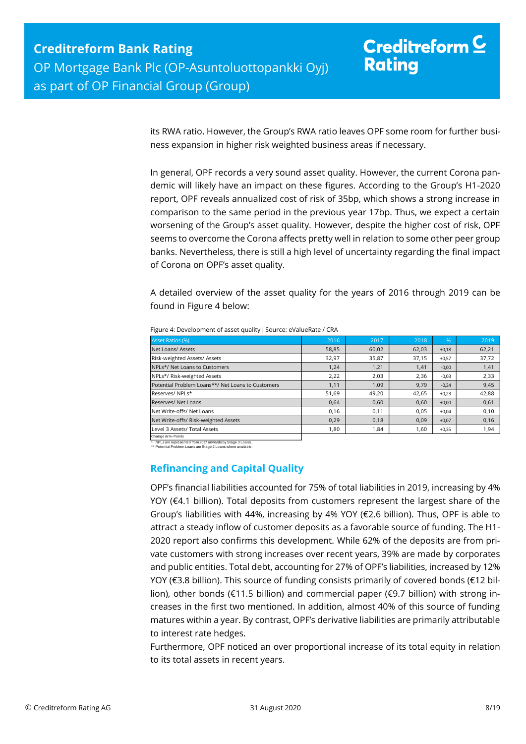its RWA ratio. However, the Group's RWA ratio leaves OPF some room for further business expansion in higher risk weighted business areas if necessary.

In general, OPF records a very sound asset quality. However, the current Corona pandemic will likely have an impact on these figures. According to the Group's H1-2020 report, OPF reveals annualized cost of risk of 35bp, which shows a strong increase in comparison to the same period in the previous year 17bp. Thus, we expect a certain worsening of the Group's asset quality. However, despite the higher cost of risk, OPF seems to overcome the Corona affects pretty well in relation to some other peer group banks. Nevertheless, there is still a high level of uncertainty regarding the final impact of Corona on OPF's asset quality.

A detailed overview of the asset quality for the years of 2016 through 2019 can be found in Figure 4 below:

Figure 4: Development of asset quality| Source: eValueRate / CRA

| Asset Ratios (%) | 2016 | 2017 | 2018 | % | 2019 |
|---|---|---|---|---|---|
| Net Loans/ Assets | 58,85 | 60,02 | 62,03 | +0,18 | 62,21 |
| Risk-weighted Assets/ Assets | 32,97 | 35,87 | 37,15 | +0,57 | 37,72 |
| NPLs*/ Net Loans to Customers | 1,24 | 1,21 | 1,41 | -0,00 | 1,41 |
| NPLs*/ Risk-weighted Assets | 2,22 | 2,03 | 2,36 | -0,03 | 2,33 |
| Potential Problem Loans**/ Net Loans to Customers | 1,11 | 1,09 | 9,79 | -0,34 | 9,45 |
| Reserves/ NPLs* | 51,69 | 49,20 | 42,65 | +0,23 | 42,88 |
| Reserves/ Net Loans | 0,64 | 0,60 | 0,60 | +0,00 | 0,61 |
| Net Write-offs/ Net Loans | 0,16 | 0,11 | 0,05 | +0,04 | 0,10 |
| Net Write-offs/ Risk-weighted Assets | 0,29 | 0,18 | 0,09 | +0,07 | 0,16 |
| Level 3 Assets/ Total Assets | 1,80 | 1,84 | 1,60 | +0,35 | 1,94 |

Change in %- Points

\* NPLs are represented from 2017 onwards by Stage 3 Loans.
\*\* Potential Problem Loans are Stage 2 Loans where available.

## Refinancing and Capital Quality

OPF's financial liabilities accounted for 75% of total liabilities in 2019, increasing by 4% YOY (€4.1 billion). Total deposits from customers represent the largest share of the Group's liabilities with 44%, increasing by 4% YOY (€2.6 billion). Thus, OPF is able to attract a steady inflow of customer deposits as a favorable source of funding. The H1-2020 report also confirms this development. While 62% of the deposits are from private customers with strong increases over recent years, 39% are made by corporates and public entities. Total debt, accounting for 27% of OPF's liabilities, increased by 12% YOY (€3.8 billion). This source of funding consists primarily of covered bonds (€12 billion), other bonds (€11.5 billion) and commercial paper (€9.7 billion) with strong increases in the first two mentioned. In addition, almost 40% of this source of funding matures within a year. By contrast, OPF's derivative liabilities are primarily attributable to interest rate hedges.

Furthermore, OPF noticed an over proportional increase of its total equity in relation to its total assets in recent years.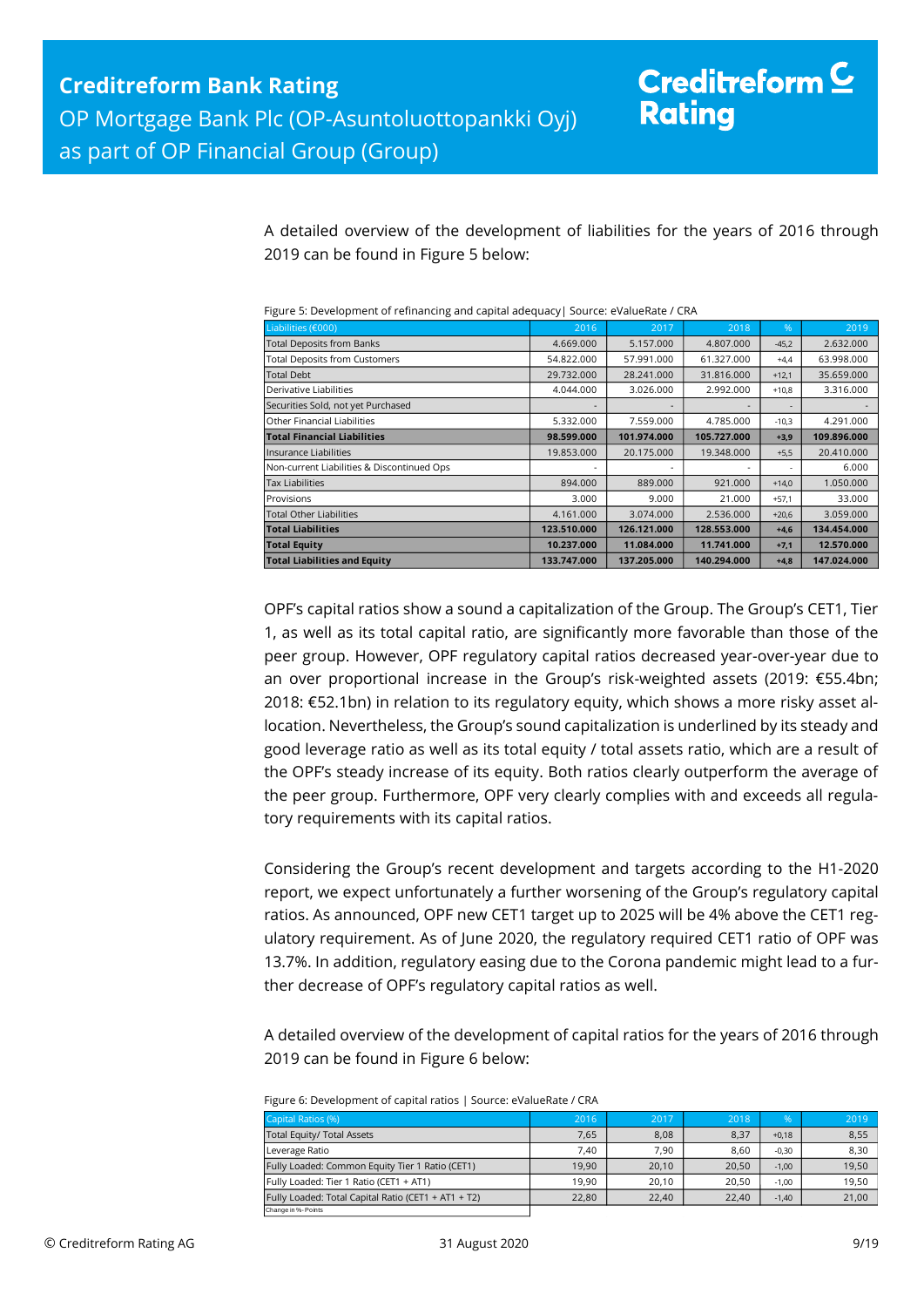A detailed overview of the development of liabilities for the years of 2016 through 2019 can be found in Figure 5 below:

Figure 5: Development of refinancing and capital adequacy | Source: eValueRate / CRA

| Liabilities (€000) | 2016 | 2017 | 2018 | % | 2019 |
|---|---|---|---|---|---|
| Total Deposits from Banks | 4.669.000 | 5.157.000 | 4.807.000 | -45,2 | 2.632.000 |
| Total Deposits from Customers | 54.822.000 | 57.991.000 | 61.327.000 | +4,4 | 63.998.000 |
| Total Debt | 29.732.000 | 28.241.000 | 31.816.000 | +12,1 | 35.659.000 |
| Derivative Liabilities | 4.044.000 | 3.026.000 | 2.992.000 | +10,8 | 3.316.000 |
| Securities Sold, not yet Purchased | - | - | - | - | - |
| Other Financial Liabilities | 5.332.000 | 7.559.000 | 4.785.000 | -10,3 | 4.291.000 |
| **Total Financial Liabilities** | **98.599.000** | **101.974.000** | **105.727.000** | **+3,9** | **109.896.000** |
| Insurance Liabilities | 19.853.000 | 20.175.000 | 19.348.000 | +5,5 | 20.410.000 |
| Non-current Liabilities & Discontinued Ops | - | - | - | - | 6.000 |
| Tax Liabilities | 894.000 | 889.000 | 921.000 | +14,0 | 1.050.000 |
| Provisions | 3.000 | 9.000 | 21.000 | +57,1 | 33.000 |
| Total Other Liabilities | 4.161.000 | 3.074.000 | 2.536.000 | +20,6 | 3.059.000 |
| **Total Liabilities** | **123.510.000** | **126.121.000** | **128.553.000** | **+4,6** | **134.454.000** |
| **Total Equity** | **10.237.000** | **11.084.000** | **11.741.000** | **+7,1** | **12.570.000** |
| **Total Liabilities and Equity** | **133.747.000** | **137.205.000** | **140.294.000** | **+4,8** | **147.024.000** |

OPF's capital ratios show a sound a capitalization of the Group. The Group's CET1, Tier 1, as well as its total capital ratio, are significantly more favorable than those of the peer group. However, OPF regulatory capital ratios decreased year-over-year due to an over proportional increase in the Group's risk-weighted assets (2019: €55.4bn; 2018: €52.1bn) in relation to its regulatory equity, which shows a more risky asset allocation. Nevertheless, the Group's sound capitalization is underlined by its steady and good leverage ratio as well as its total equity / total assets ratio, which are a result of the OPF's steady increase of its equity. Both ratios clearly outperform the average of the peer group. Furthermore, OPF very clearly complies with and exceeds all regulatory requirements with its capital ratios.

Considering the Group's recent development and targets according to the H1-2020 report, we expect unfortunately a further worsening of the Group's regulatory capital ratios. As announced, OPF new CET1 target up to 2025 will be 4% above the CET1 regulatory requirement. As of June 2020, the regulatory required CET1 ratio of OPF was 13.7%. In addition, regulatory easing due to the Corona pandemic might lead to a further decrease of OPF's regulatory capital ratios as well.

A detailed overview of the development of capital ratios for the years of 2016 through 2019 can be found in Figure 6 below:

Figure 6: Development of capital ratios | Source: eValueRate / CRA

| Capital Ratios (%) | 2016 | 2017 | 2018 | % | 2019 |
|---|---|---|---|---|---|
| Total Equity/ Total Assets | 7,65 | 8,08 | 8,37 | +0,18 | 8,55 |
| Leverage Ratio | 7,40 | 7,90 | 8,60 | -0,30 | 8,30 |
| Fully Loaded: Common Equity Tier 1 Ratio (CET1) | 19,90 | 20,10 | 20,50 | -1,00 | 19,50 |
| Fully Loaded: Tier 1 Ratio (CET1 + AT1) | 19,90 | 20,10 | 20,50 | -1,00 | 19,50 |
| Fully Loaded: Total Capital Ratio (CET1 + AT1 + T2) | 22,80 | 22,40 | 22,40 | -1,40 | 21,00 |

Change in %- Points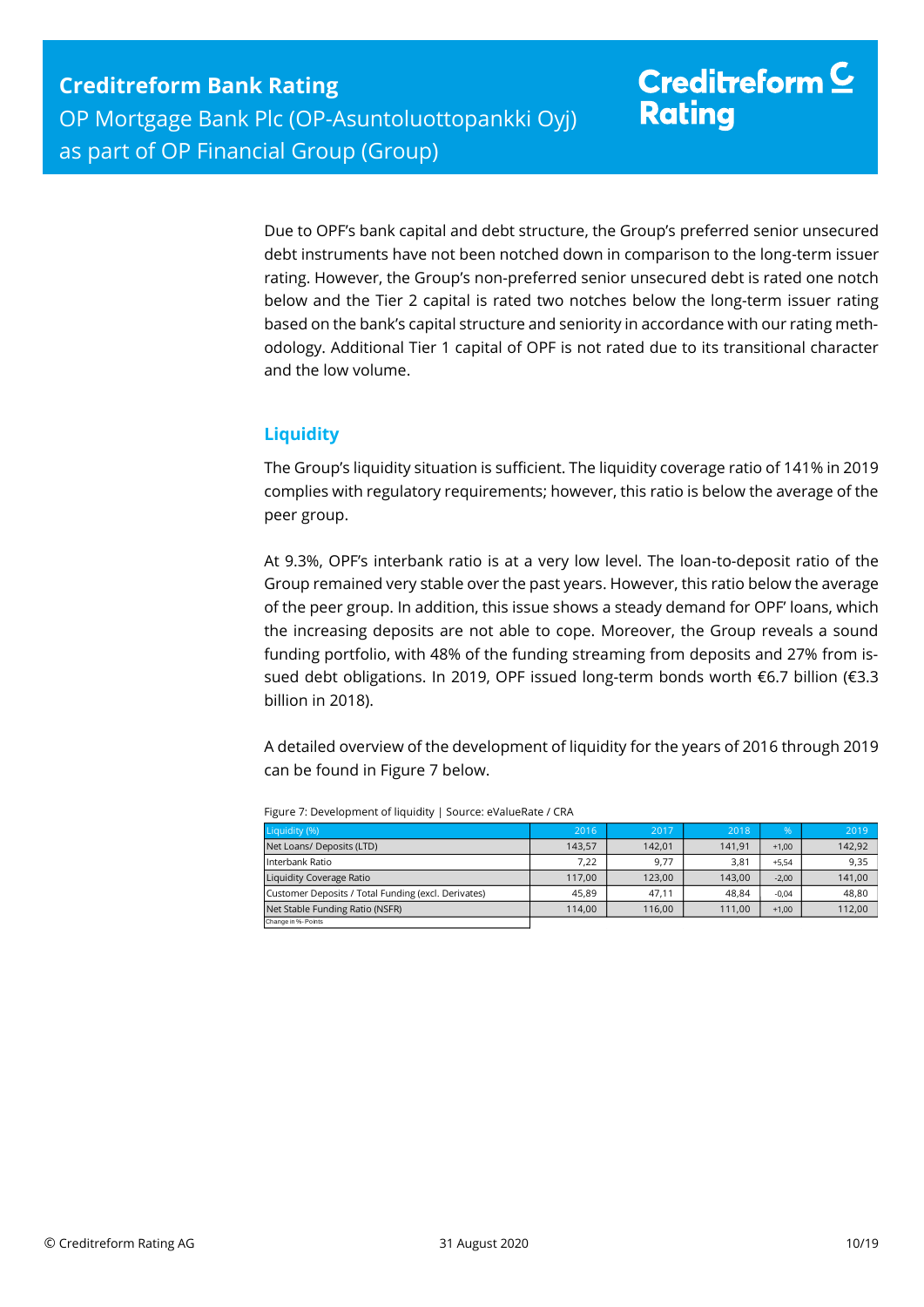Due to OPF's bank capital and debt structure, the Group's preferred senior unsecured debt instruments have not been notched down in comparison to the long-term issuer rating. However, the Group's non-preferred senior unsecured debt is rated one notch below and the Tier 2 capital is rated two notches below the long-term issuer rating based on the bank's capital structure and seniority in accordance with our rating methodology. Additional Tier 1 capital of OPF is not rated due to its transitional character and the low volume.

## Liquidity

The Group's liquidity situation is sufficient. The liquidity coverage ratio of 141% in 2019 complies with regulatory requirements; however, this ratio is below the average of the peer group.

At 9.3%, OPF's interbank ratio is at a very low level. The loan-to-deposit ratio of the Group remained very stable over the past years. However, this ratio below the average of the peer group. In addition, this issue shows a steady demand for OPF' loans, which the increasing deposits are not able to cope. Moreover, the Group reveals a sound funding portfolio, with 48% of the funding streaming from deposits and 27% from issued debt obligations. In 2019, OPF issued long-term bonds worth €6.7 billion (€3.3 billion in 2018).

A detailed overview of the development of liquidity for the years of 2016 through 2019 can be found in Figure 7 below.

Figure 7: Development of liquidity | Source: eValueRate / CRA

| Liquidity (%) | 2016 | 2017 | 2018 | % | 2019 |
|---|---|---|---|---|---|
| Net Loans/ Deposits (LTD) | 143,57 | 142,01 | 141,91 | +1,00 | 142,92 |
| Interbank Ratio | 7,22 | 9,77 | 3,81 | +5,54 | 9,35 |
| Liquidity Coverage Ratio | 117,00 | 123,00 | 143,00 | -2,00 | 141,00 |
| Customer Deposits / Total Funding (excl. Derivates) | 45,89 | 47,11 | 48,84 | -0,04 | 48,80 |
| Net Stable Funding Ratio (NSFR) | 114,00 | 116,00 | 111,00 | +1,00 | 112,00 |

Change in %-Points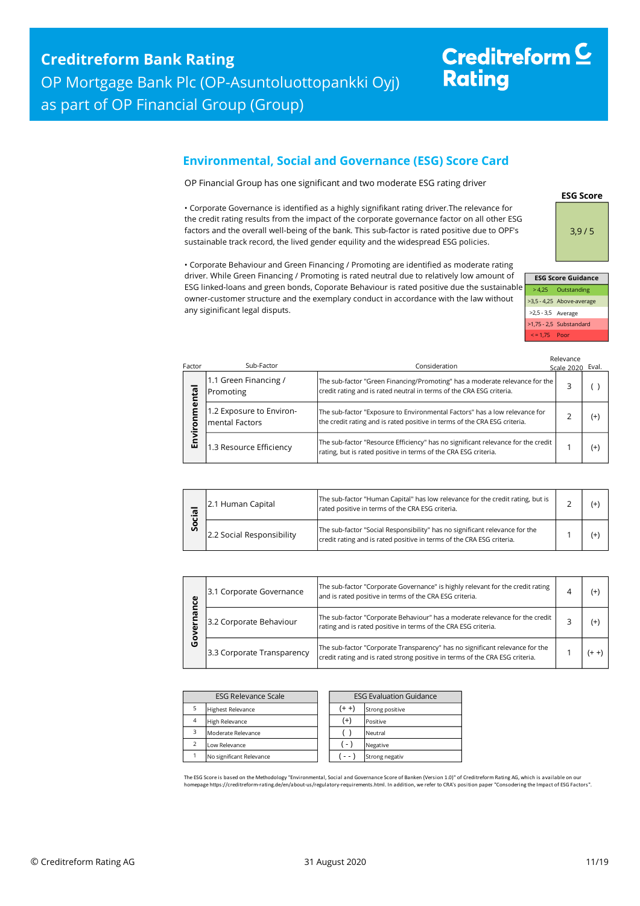## Environmental, Social and Governance (ESG) Score Card

OP Financial Group has one significant and two moderate ESG rating driver

• Corporate Governance is identified as a highly signifikant rating driver.The relevance for the credit rating results from the impact of the corporate governance factor on all other ESG factors and the overall well-being of the bank. This sub-factor is rated positive due to OPF's sustainable track record, the lived gender equility and the widespread ESG policies.

• Corporate Behaviour and Green Financing / Promoting are identified as moderate rating driver. While Green Financing / Promoting is rated neutral due to relatively low amount of ESG linked-loans and green bonds, Coporate Behaviour is rated positive due the sustainable owner-customer structure and the exemplary conduct in accordance with the law without any siginificant legal disputs.

**ESG Score**

3,9 / 5

| ESG Score Guidance | |
|---|---|
| > 4,25 | Outstanding |
| >3,5 - 4,25 | Above-average |
| >2,5 - 3,5 | Average |
| >1,75 - 2,5 | Substandard |
| < = 1,75 | Poor |

| Factor | Sub-Factor | Consideration | Relevance Scale 2020 | Eval. |
|---|---|---|---|---|
| Environmental | 1.1 Green Financing / Promoting | The sub-factor "Green Financing/Promoting" has a moderate relevance for the credit rating and is rated neutral in terms of the CRA ESG criteria. | 3 | ( ) |
| | 1.2 Exposure to Environ-mental Factors | The sub-factor "Exposure to Environmental Factors" has a low relevance for the credit rating and is rated positive in terms of the CRA ESG criteria. | 2 | (+) |
| | 1.3 Resource Efficiency | The sub-factor "Resource Efficiency" has no significant relevance for the credit rating, but is rated positive in terms of the CRA ESG criteria. | 1 | (+) |

| Factor | Sub-Factor | Consideration | Relevance Scale 2020 | Eval. |
|---|---|---|---|---|
| Social | 2.1 Human Capital | The sub-factor "Human Capital" has low relevance for the credit rating, but is rated positive in terms of the CRA ESG criteria. | 2 | (+) |
| | 2.2 Social Responsibility | The sub-factor "Social Responsibility" has no significant relevance for the credit rating and is rated positive in terms of the CRA ESG criteria. | 1 | (+) |

| Factor | Sub-Factor | Consideration | Relevance Scale 2020 | Eval. |
|---|---|---|---|---|
| Governance | 3.1 Corporate Governance | The sub-factor "Corporate Governance" is highly relevant for the credit rating and is rated positive in terms of the CRA ESG criteria. | 4 | (+) |
| | 3.2 Corporate Behaviour | The sub-factor "Corporate Behaviour" has a moderate relevance for the credit rating and is rated positive in terms of the CRA ESG criteria. | 3 | (+) |
| | 3.3 Corporate Transparency | The sub-factor "Corporate Transparency" has no significant relevance for the credit rating and is rated strong positive in terms of the CRA ESG criteria. | 1 | (+ +) |

| ESG Relevance Scale | |
|---|---|
| 5 | Highest Relevance |
| 4 | High Relevance |
| 3 | Moderate Relevance |
| 2 | Low Relevance |
| 1 | No significant Relevance |

| ESG Evaluation Guidance | |
|---|---|
| (+ +) | Strong positive |
| (+) | Positive |
| ( ) | Neutral |
| ( - ) | Negative |
| ( - - ) | Strong negativ |

The ESG Score is based on the Methodology "Environmental, Social and Governance Score of Banken (Version 1.0)" of Creditreform Rating AG, which is available on our homepage https://creditreform-rating.de/en/about-us/regulatory-requirements.html. In addition, we refer to CRA's position paper "Consodering the Impact of ESG Factors".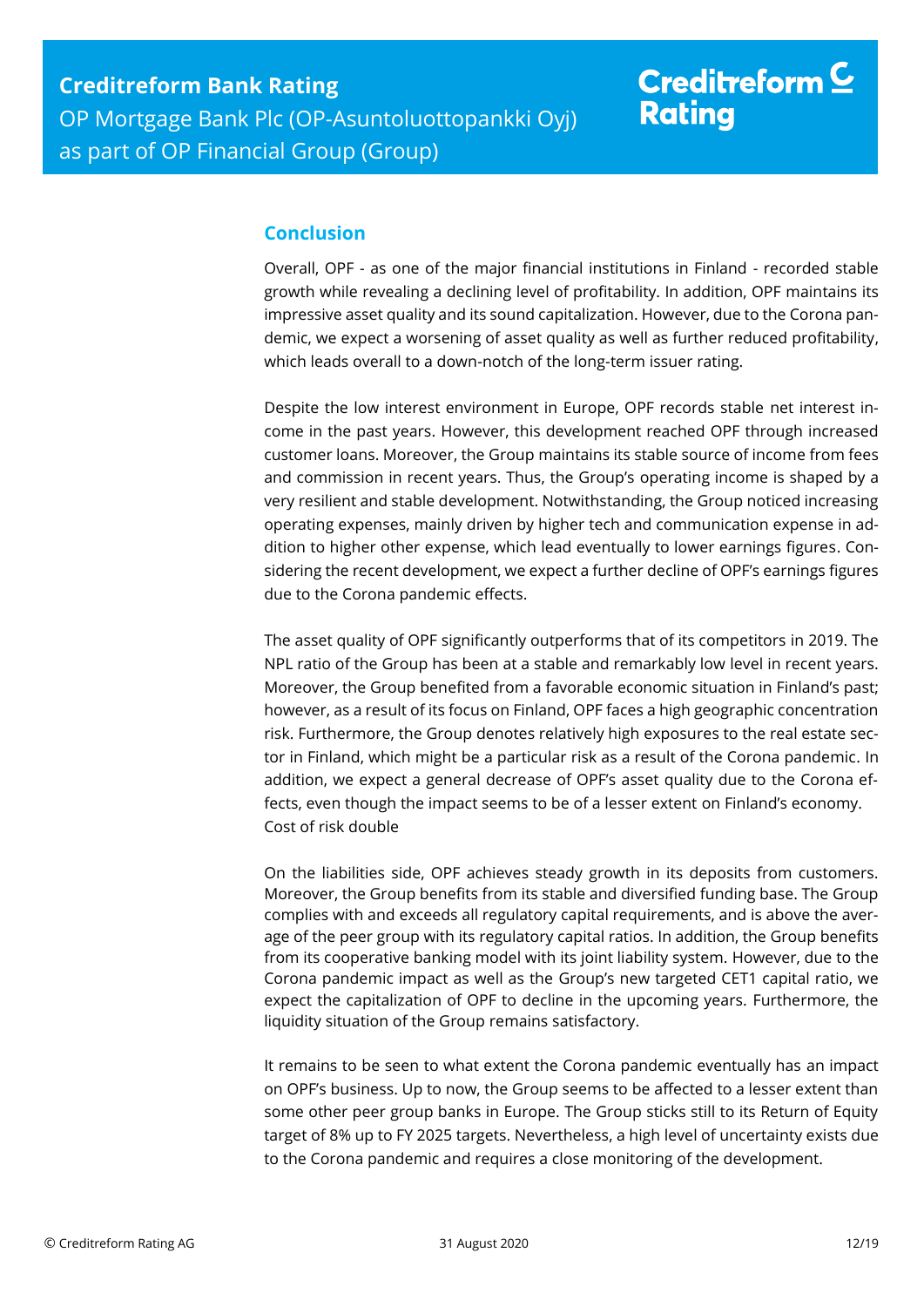## Conclusion

Overall, OPF - as one of the major financial institutions in Finland - recorded stable growth while revealing a declining level of profitability. In addition, OPF maintains its impressive asset quality and its sound capitalization. However, due to the Corona pandemic, we expect a worsening of asset quality as well as further reduced profitability, which leads overall to a down-notch of the long-term issuer rating.

Despite the low interest environment in Europe, OPF records stable net interest income in the past years. However, this development reached OPF through increased customer loans. Moreover, the Group maintains its stable source of income from fees and commission in recent years. Thus, the Group's operating income is shaped by a very resilient and stable development. Notwithstanding, the Group noticed increasing operating expenses, mainly driven by higher tech and communication expense in addition to higher other expense, which lead eventually to lower earnings figures. Considering the recent development, we expect a further decline of OPF's earnings figures due to the Corona pandemic effects.

The asset quality of OPF significantly outperforms that of its competitors in 2019. The NPL ratio of the Group has been at a stable and remarkably low level in recent years. Moreover, the Group benefited from a favorable economic situation in Finland's past; however, as a result of its focus on Finland, OPF faces a high geographic concentration risk. Furthermore, the Group denotes relatively high exposures to the real estate sector in Finland, which might be a particular risk as a result of the Corona pandemic. In addition, we expect a general decrease of OPF's asset quality due to the Corona effects, even though the impact seems to be of a lesser extent on Finland's economy.
Cost of risk double

On the liabilities side, OPF achieves steady growth in its deposits from customers. Moreover, the Group benefits from its stable and diversified funding base. The Group complies with and exceeds all regulatory capital requirements, and is above the average of the peer group with its regulatory capital ratios. In addition, the Group benefits from its cooperative banking model with its joint liability system. However, due to the Corona pandemic impact as well as the Group's new targeted CET1 capital ratio, we expect the capitalization of OPF to decline in the upcoming years. Furthermore, the liquidity situation of the Group remains satisfactory.

It remains to be seen to what extent the Corona pandemic eventually has an impact on OPF's business. Up to now, the Group seems to be affected to a lesser extent than some other peer group banks in Europe. The Group sticks still to its Return of Equity target of 8% up to FY 2025 targets. Nevertheless, a high level of uncertainty exists due to the Corona pandemic and requires a close monitoring of the development.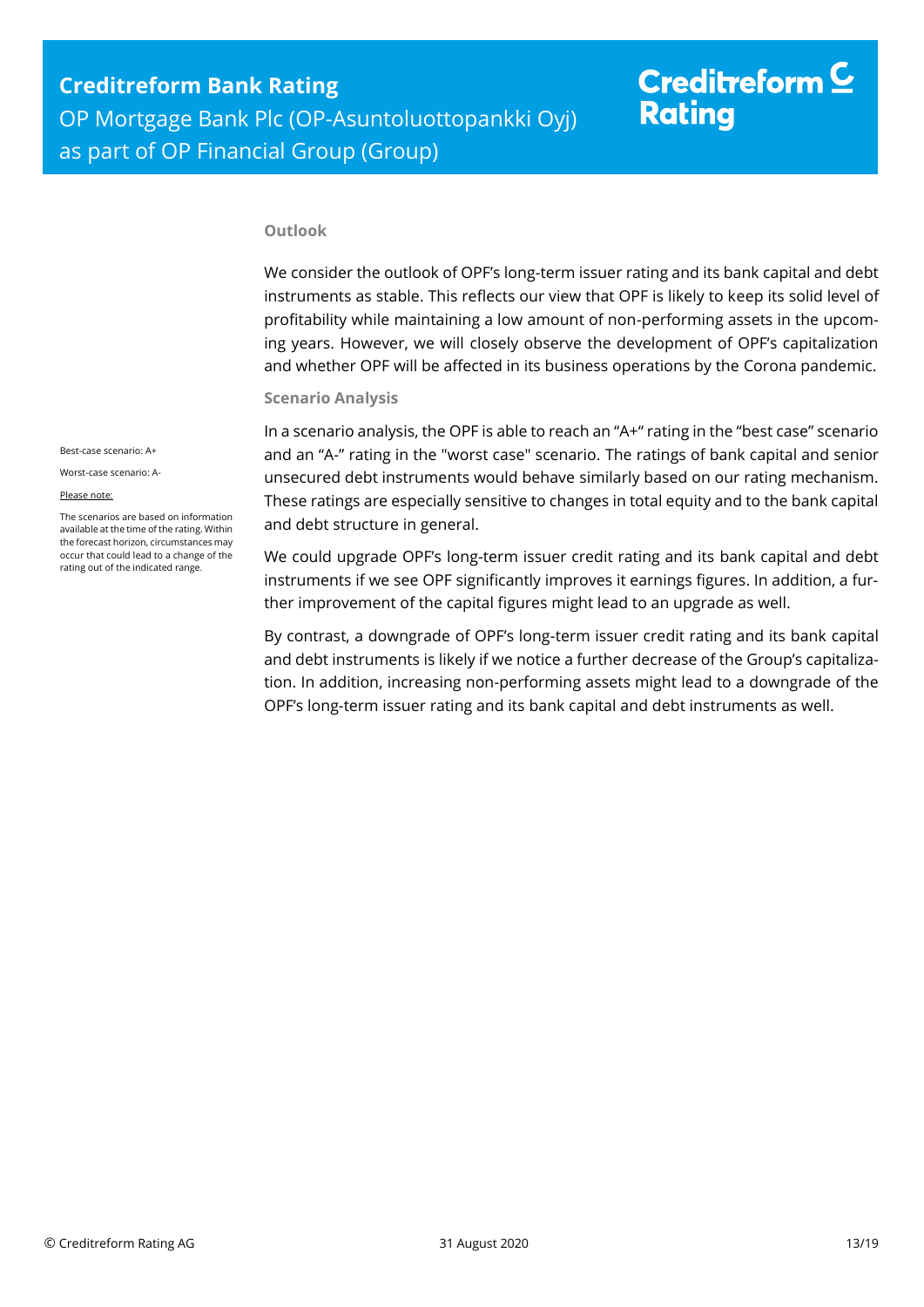### Outlook

We consider the outlook of OPF's long-term issuer rating and its bank capital and debt instruments as stable. This reflects our view that OPF is likely to keep its solid level of profitability while maintaining a low amount of non-performing assets in the upcoming years. However, we will closely observe the development of OPF's capitalization and whether OPF will be affected in its business operations by the Corona pandemic.

### Scenario Analysis

Best-case scenario: A+

Worst-case scenario: A-

Please note:

The scenarios are based on information available at the time of the rating. Within the forecast horizon, circumstances may occur that could lead to a change of the rating out of the indicated range.

In a scenario analysis, the OPF is able to reach an "A+" rating in the "best case" scenario and an "A-" rating in the "worst case" scenario. The ratings of bank capital and senior unsecured debt instruments would behave similarly based on our rating mechanism. These ratings are especially sensitive to changes in total equity and to the bank capital and debt structure in general.

We could upgrade OPF's long-term issuer credit rating and its bank capital and debt instruments if we see OPF significantly improves it earnings figures. In addition, a further improvement of the capital figures might lead to an upgrade as well.

By contrast, a downgrade of OPF's long-term issuer credit rating and its bank capital and debt instruments is likely if we notice a further decrease of the Group's capitalization. In addition, increasing non-performing assets might lead to a downgrade of the OPF's long-term issuer rating and its bank capital and debt instruments as well.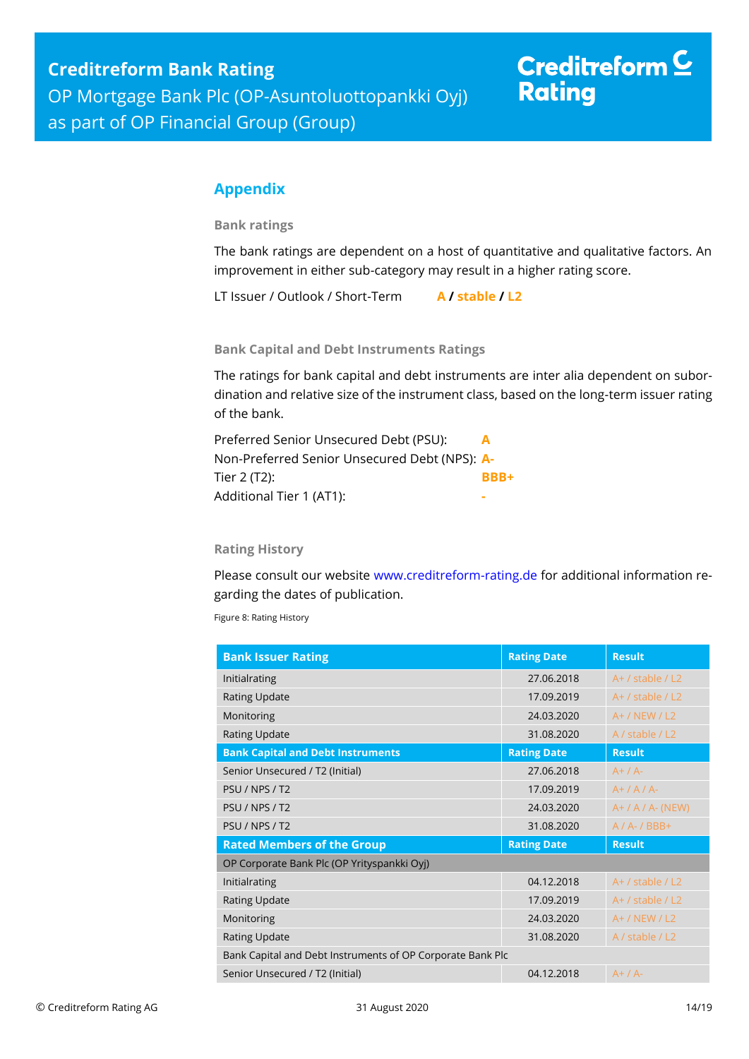## Appendix

### Bank ratings

The bank ratings are dependent on a host of quantitative and qualitative factors. An improvement in either sub-category may result in a higher rating score.

LT Issuer / Outlook / Short-Term **A / stable / L2**

### Bank Capital and Debt Instruments Ratings

The ratings for bank capital and debt instruments are inter alia dependent on subordination and relative size of the instrument class, based on the long-term issuer rating of the bank.

| | |
|---|---|
| Preferred Senior Unsecured Debt (PSU): | **A** |
| Non-Preferred Senior Unsecured Debt (NPS): | **A-** |
| Tier 2 (T2): | **BBB+** |
| Additional Tier 1 (AT1): | **-** |

### Rating History

Please consult our website www.creditreform-rating.de for additional information regarding the dates of publication.

Figure 8: Rating History

| Bank Issuer Rating | Rating Date | Result |
|---|---|---|
| Initialrating | 27.06.2018 | A+ / stable / L2 |
| Rating Update | 17.09.2019 | A+ / stable / L2 |
| Monitoring | 24.03.2020 | A+ / NEW / L2 |
| Rating Update | 31.08.2020 | A / stable / L2 |
| **Bank Capital and Debt Instruments** | **Rating Date** | **Result** |
| Senior Unsecured / T2 (Initial) | 27.06.2018 | A+ / A- |
| PSU / NPS / T2 | 17.09.2019 | A+ / A / A- |
| PSU / NPS / T2 | 24.03.2020 | A+ / A / A- (NEW) |
| PSU / NPS / T2 | 31.08.2020 | A / A- / BBB+ |
| **Rated Members of the Group** | **Rating Date** | **Result** |
| OP Corporate Bank Plc (OP Yrityspankki Oyj) | | |
| Initialrating | 04.12.2018 | A+ / stable / L2 |
| Rating Update | 17.09.2019 | A+ / stable / L2 |
| Monitoring | 24.03.2020 | A+ / NEW / L2 |
| Rating Update | 31.08.2020 | A / stable / L2 |
| Bank Capital and Debt Instruments of OP Corporate Bank Plc | | |
| Senior Unsecured / T2 (Initial) | 04.12.2018 | A+ / A- |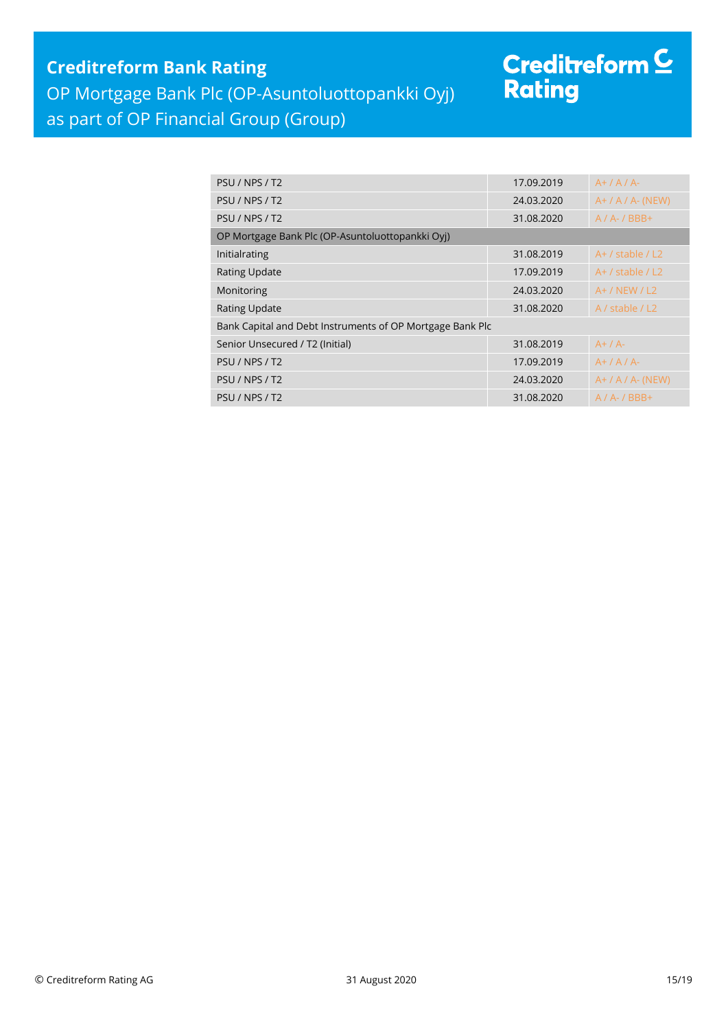| | | |
|---|---|---|
| PSU / NPS / T2 | 17.09.2019 | A+ / A / A- |
| PSU / NPS / T2 | 24.03.2020 | A+ / A / A- (NEW) |
| PSU / NPS / T2 | 31.08.2020 | A / A- / BBB+ |
| **OP Mortgage Bank Plc (OP-Asuntoluottopankki Oyj)** | | |
| Initialrating | 31.08.2019 | A+ / stable / L2 |
| Rating Update | 17.09.2019 | A+ / stable / L2 |
| Monitoring | 24.03.2020 | A+ / NEW / L2 |
| Rating Update | 31.08.2020 | A / stable / L2 |
| **Bank Capital and Debt Instruments of OP Mortgage Bank Plc** | | |
| Senior Unsecured / T2 (Initial) | 31.08.2019 | A+ / A- |
| PSU / NPS / T2 | 17.09.2019 | A+ / A / A- |
| PSU / NPS / T2 | 24.03.2020 | A+ / A / A- (NEW) |
| PSU / NPS / T2 | 31.08.2020 | A / A- / BBB+ |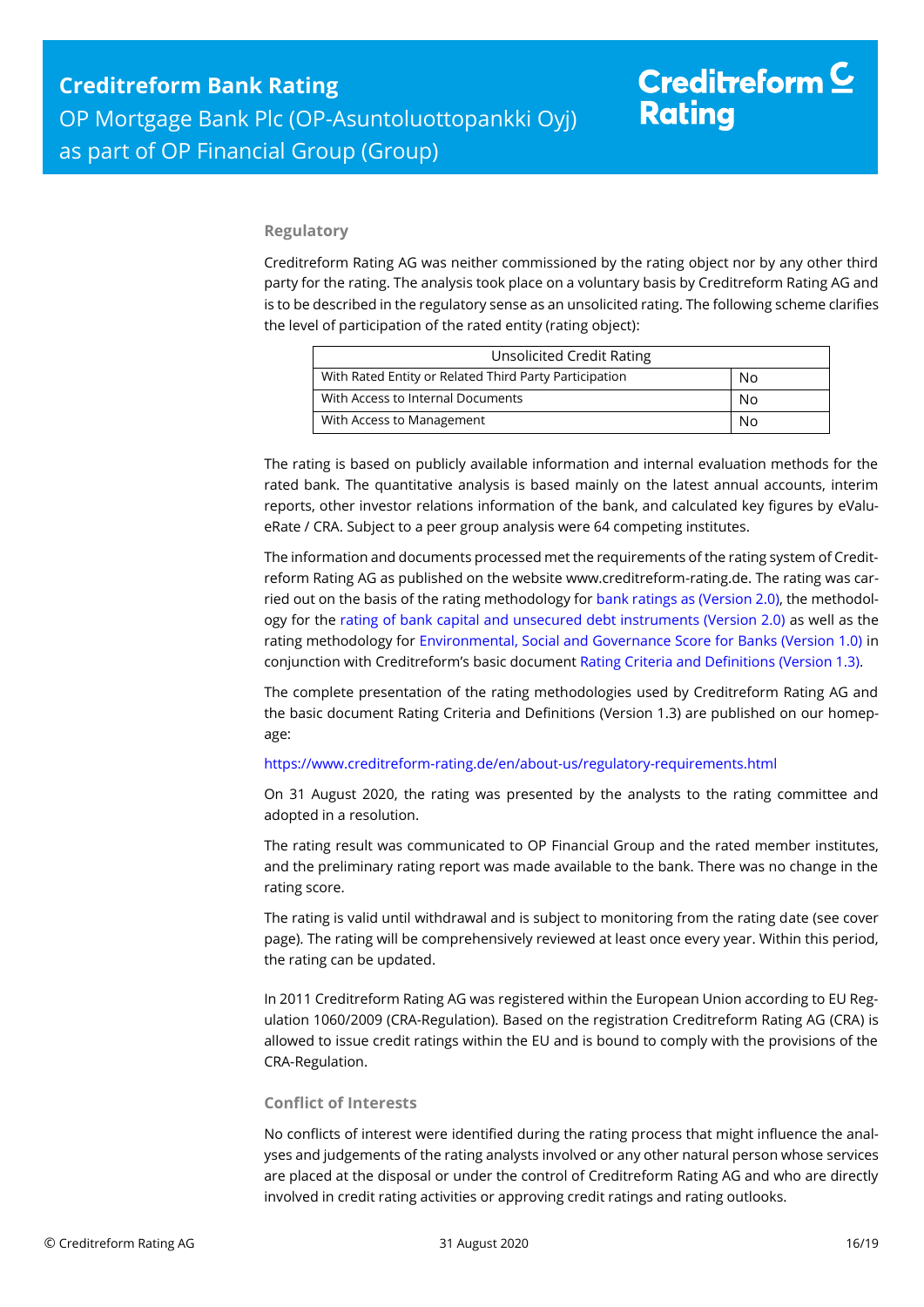## Regulatory

Creditreform Rating AG was neither commissioned by the rating object nor by any other third party for the rating. The analysis took place on a voluntary basis by Creditreform Rating AG and is to be described in the regulatory sense as an unsolicited rating. The following scheme clarifies the level of participation of the rated entity (rating object):

| Unsolicited Credit Rating | |
|---|---|
| With Rated Entity or Related Third Party Participation | No |
| With Access to Internal Documents | No |
| With Access to Management | No |

The rating is based on publicly available information and internal evaluation methods for the rated bank. The quantitative analysis is based mainly on the latest annual accounts, interim reports, other investor relations information of the bank, and calculated key figures by eValueRate / CRA. Subject to a peer group analysis were 64 competing institutes.

The information and documents processed met the requirements of the rating system of Creditreform Rating AG as published on the website www.creditreform-rating.de. The rating was carried out on the basis of the rating methodology for bank ratings as (Version 2.0), the methodology for the rating of bank capital and unsecured debt instruments (Version 2.0) as well as the rating methodology for Environmental, Social and Governance Score for Banks (Version 1.0) in conjunction with Creditreform's basic document Rating Criteria and Definitions (Version 1.3).

The complete presentation of the rating methodologies used by Creditreform Rating AG and the basic document Rating Criteria and Definitions (Version 1.3) are published on our homepage:

https://www.creditreform-rating.de/en/about-us/regulatory-requirements.html

On 31 August 2020, the rating was presented by the analysts to the rating committee and adopted in a resolution.

The rating result was communicated to OP Financial Group and the rated member institutes, and the preliminary rating report was made available to the bank. There was no change in the rating score.

The rating is valid until withdrawal and is subject to monitoring from the rating date (see cover page). The rating will be comprehensively reviewed at least once every year. Within this period, the rating can be updated.

In 2011 Creditreform Rating AG was registered within the European Union according to EU Regulation 1060/2009 (CRA-Regulation). Based on the registration Creditreform Rating AG (CRA) is allowed to issue credit ratings within the EU and is bound to comply with the provisions of the CRA-Regulation.

## Conflict of Interests

No conflicts of interest were identified during the rating process that might influence the analyses and judgements of the rating analysts involved or any other natural person whose services are placed at the disposal or under the control of Creditreform Rating AG and who are directly involved in credit rating activities or approving credit ratings and rating outlooks.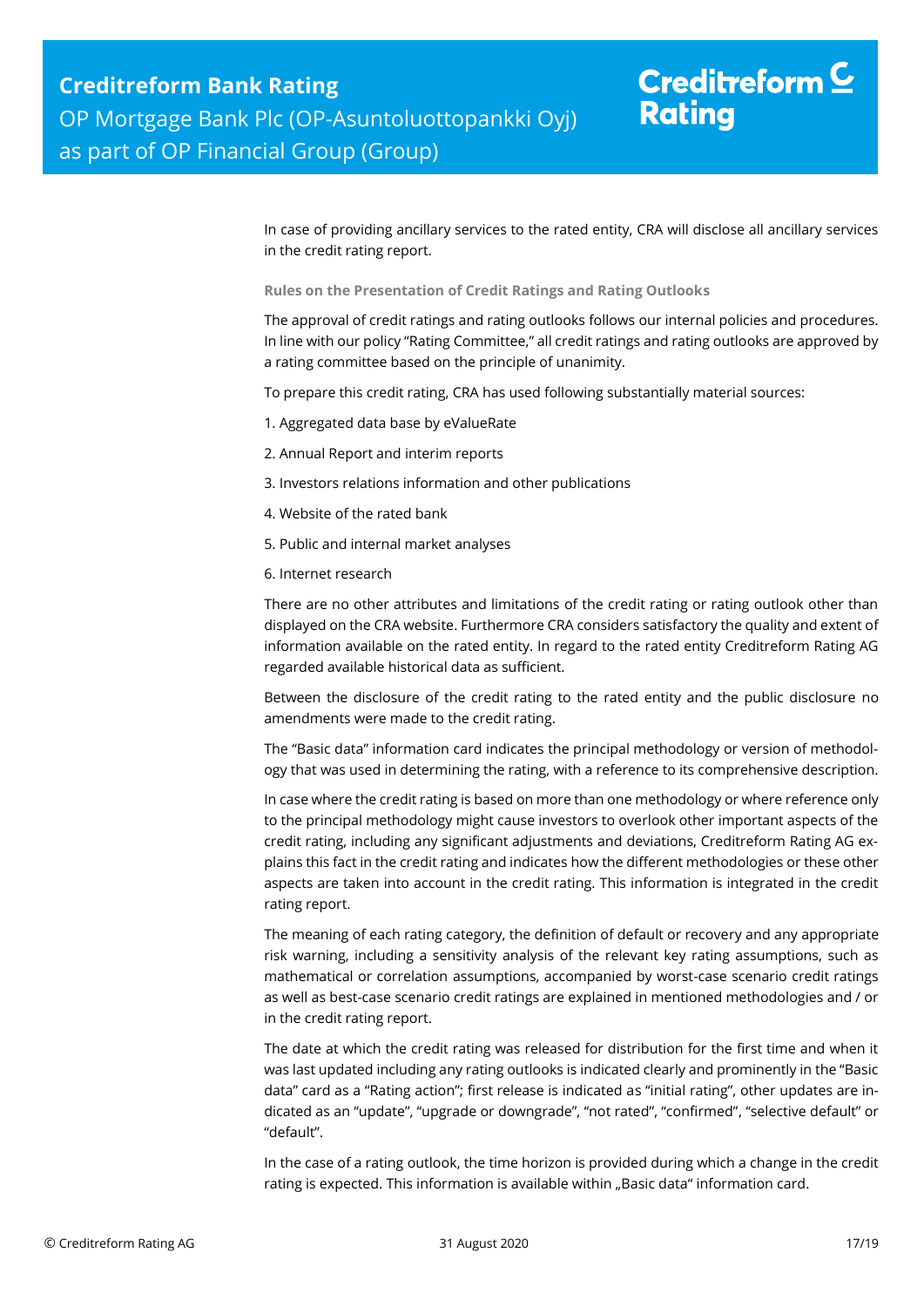In case of providing ancillary services to the rated entity, CRA will disclose all ancillary services in the credit rating report.

### Rules on the Presentation of Credit Ratings and Rating Outlooks

The approval of credit ratings and rating outlooks follows our internal policies and procedures. In line with our policy "Rating Committee," all credit ratings and rating outlooks are approved by a rating committee based on the principle of unanimity.

To prepare this credit rating, CRA has used following substantially material sources:

1. Aggregated data base by eValueRate
2. Annual Report and interim reports
3. Investors relations information and other publications
4. Website of the rated bank
5. Public and internal market analyses
6. Internet research

There are no other attributes and limitations of the credit rating or rating outlook other than displayed on the CRA website. Furthermore CRA considers satisfactory the quality and extent of information available on the rated entity. In regard to the rated entity Creditreform Rating AG regarded available historical data as sufficient.

Between the disclosure of the credit rating to the rated entity and the public disclosure no amendments were made to the credit rating.

The "Basic data" information card indicates the principal methodology or version of methodology that was used in determining the rating, with a reference to its comprehensive description.

In case where the credit rating is based on more than one methodology or where reference only to the principal methodology might cause investors to overlook other important aspects of the credit rating, including any significant adjustments and deviations, Creditreform Rating AG explains this fact in the credit rating and indicates how the different methodologies or these other aspects are taken into account in the credit rating. This information is integrated in the credit rating report.

The meaning of each rating category, the definition of default or recovery and any appropriate risk warning, including a sensitivity analysis of the relevant key rating assumptions, such as mathematical or correlation assumptions, accompanied by worst-case scenario credit ratings as well as best-case scenario credit ratings are explained in mentioned methodologies and / or in the credit rating report.

The date at which the credit rating was released for distribution for the first time and when it was last updated including any rating outlooks is indicated clearly and prominently in the "Basic data" card as a "Rating action"; first release is indicated as "initial rating", other updates are indicated as an "update", "upgrade or downgrade", "not rated", "confirmed", "selective default" or "default".

In the case of a rating outlook, the time horizon is provided during which a change in the credit rating is expected. This information is available within „Basic data" information card.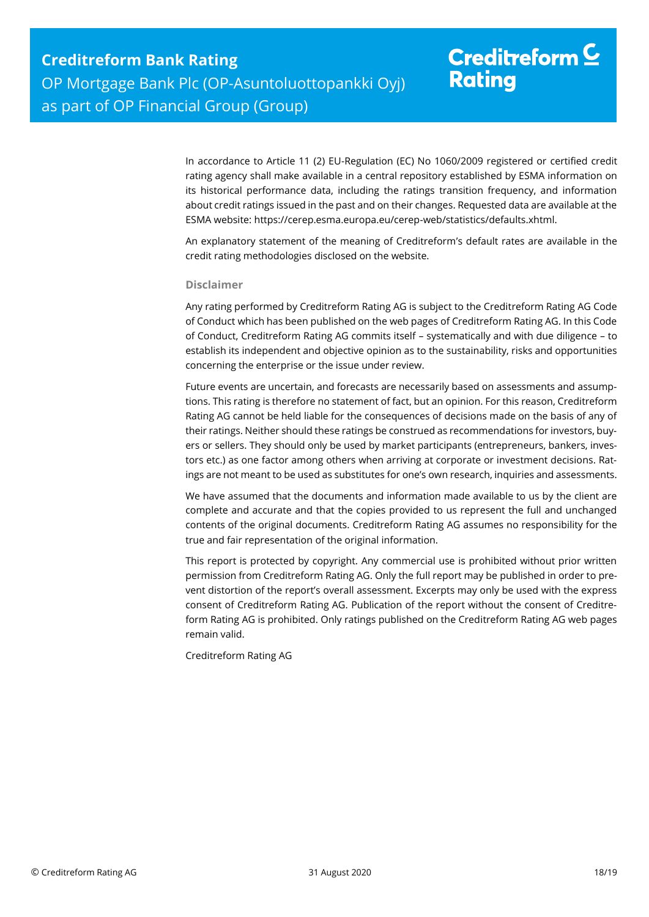In accordance to Article 11 (2) EU-Regulation (EC) No 1060/2009 registered or certified credit rating agency shall make available in a central repository established by ESMA information on its historical performance data, including the ratings transition frequency, and information about credit ratings issued in the past and on their changes. Requested data are available at the ESMA website: https://cerep.esma.europa.eu/cerep-web/statistics/defaults.xhtml.

An explanatory statement of the meaning of Creditreform's default rates are available in the credit rating methodologies disclosed on the website.

### Disclaimer

Any rating performed by Creditreform Rating AG is subject to the Creditreform Rating AG Code of Conduct which has been published on the web pages of Creditreform Rating AG. In this Code of Conduct, Creditreform Rating AG commits itself – systematically and with due diligence – to establish its independent and objective opinion as to the sustainability, risks and opportunities concerning the enterprise or the issue under review.

Future events are uncertain, and forecasts are necessarily based on assessments and assumptions. This rating is therefore no statement of fact, but an opinion. For this reason, Creditreform Rating AG cannot be held liable for the consequences of decisions made on the basis of any of their ratings. Neither should these ratings be construed as recommendations for investors, buyers or sellers. They should only be used by market participants (entrepreneurs, bankers, investors etc.) as one factor among others when arriving at corporate or investment decisions. Ratings are not meant to be used as substitutes for one's own research, inquiries and assessments.

We have assumed that the documents and information made available to us by the client are complete and accurate and that the copies provided to us represent the full and unchanged contents of the original documents. Creditreform Rating AG assumes no responsibility for the true and fair representation of the original information.

This report is protected by copyright. Any commercial use is prohibited without prior written permission from Creditreform Rating AG. Only the full report may be published in order to prevent distortion of the report's overall assessment. Excerpts may only be used with the express consent of Creditreform Rating AG. Publication of the report without the consent of Creditreform Rating AG is prohibited. Only ratings published on the Creditreform Rating AG web pages remain valid.

Creditreform Rating AG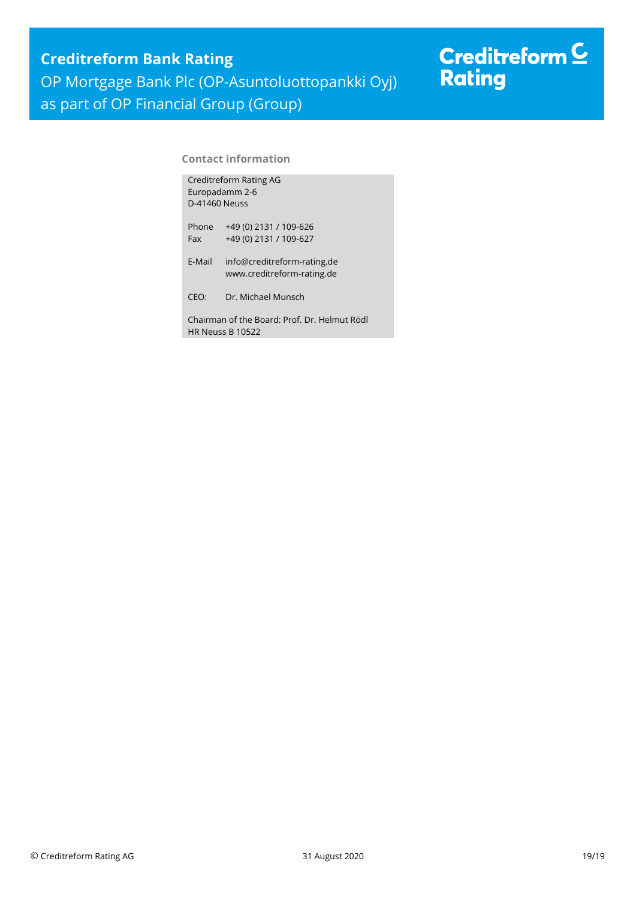### Contact information

Creditreform Rating AG
Europadamm 2-6
D-41460 Neuss

Phone +49 (0) 2131 / 109-626
Fax +49 (0) 2131 / 109-627

E-Mail info@creditreform-rating.de
www.creditreform-rating.de

CEO: Dr. Michael Munsch

Chairman of the Board: Prof. Dr. Helmut Rödl
HR Neuss B 10522